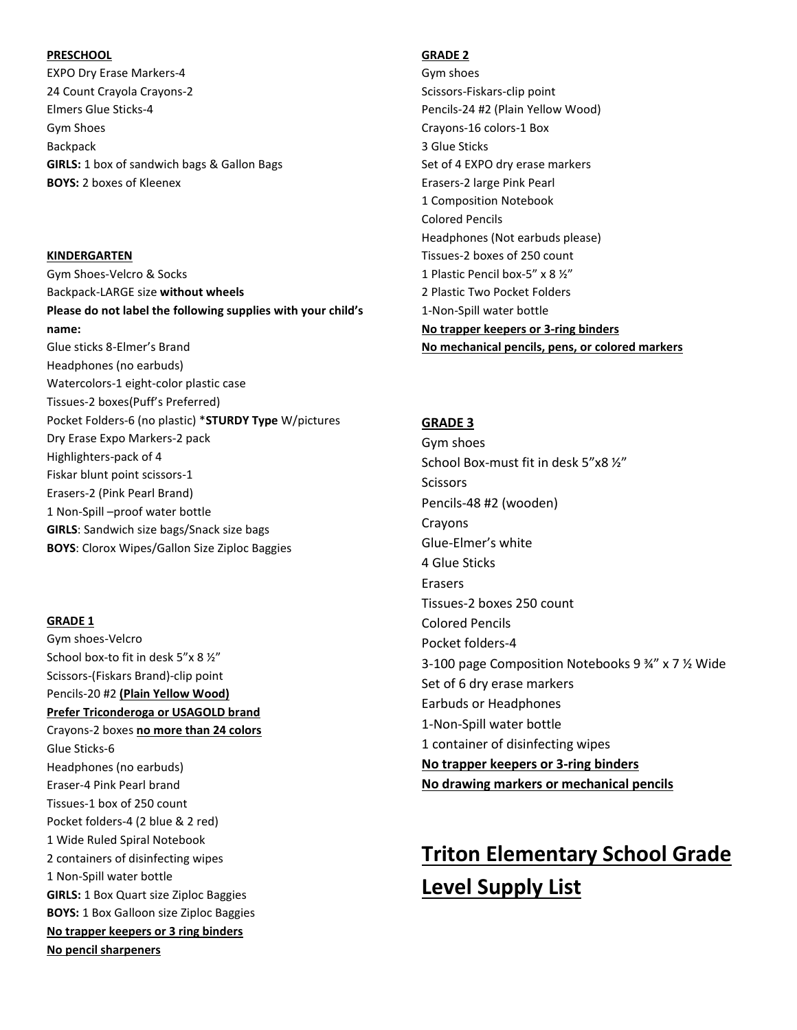# Triton Elementary School Grade Level Supply List

**PRESCHOOL**

EXPO Dry Erase Markers-4
24 Count Crayola Crayons-2
Elmers Glue Sticks-4
Gym Shoes
Backpack
**GIRLS:** 1 box of sandwich bags & Gallon Bags
**BOYS:** 2 boxes of Kleenex

**KINDERGARTEN**

Gym Shoes-Velcro & Socks
Backpack-LARGE size **without wheels**
**Please do not label the following supplies with your child's name:**
Glue sticks 8-Elmer's Brand
Headphones (no earbuds)
Watercolors-1 eight-color plastic case
Tissues-2 boxes(Puff's Preferred)
Pocket Folders-6 (no plastic) ***STURDY Type** W/pictures
Dry Erase Expo Markers-2 pack
Highlighters-pack of 4
Fiskar blunt point scissors-1
Erasers-2 (Pink Pearl Brand)
1 Non-Spill –proof water bottle
**GIRLS**: Sandwich size bags/Snack size bags
**BOYS**: Clorox Wipes/Gallon Size Ziploc Baggies

**GRADE 1**

Gym shoes-Velcro
School box-to fit in desk 5" x 8 ½"
Scissors-(Fiskars Brand)-clip point
Pencils-20 #2 **(Plain Yellow Wood)**
**Prefer Triconderoga or USAGOLD brand**
Crayons-2 boxes **no more than 24 colors**
Glue Sticks-6
Headphones (no earbuds)
Eraser-4 Pink Pearl brand
Tissues-1 box of 250 count
Pocket folders-4 (2 blue & 2 red)
1 Wide Ruled Spiral Notebook
2 containers of disinfecting wipes
1 Non-Spill water bottle
**GIRLS:** 1 Box Quart size Ziploc Baggies
**BOYS:** 1 Box Galloon size Ziploc Baggies
**No trapper keepers or 3 ring binders**
**No pencil sharpeners**

**GRADE 2**

Gym shoes
Scissors-Fiskars-clip point
Pencils-24 #2 (Plain Yellow Wood)
Crayons-16 colors-1 Box
3 Glue Sticks
Set of 4 EXPO dry erase markers
Erasers-2 large Pink Pearl
1 Composition Notebook
Colored Pencils
Headphones (Not earbuds please)
Tissues-2 boxes of 250 count
1 Plastic Pencil box-5" x 8 ½"
2 Plastic Two Pocket Folders
1-Non-Spill water bottle
**No trapper keepers or 3-ring binders**
**No mechanical pencils, pens, or colored markers**

**GRADE 3**

Gym shoes
School Box-must fit in desk 5"x8 ½"
Scissors
Pencils-48 #2 (wooden)
Crayons
Glue-Elmer's white
4 Glue Sticks
Erasers
Tissues-2 boxes 250 count
Colored Pencils
Pocket folders-4
3-100 page Composition Notebooks 9 ¾" x 7 ½ Wide
Set of 6 dry erase markers
Earbuds or Headphones
1-Non-Spill water bottle
1 container of disinfecting wipes
**No trapper keepers or 3-ring binders**
**No drawing markers or mechanical pencils**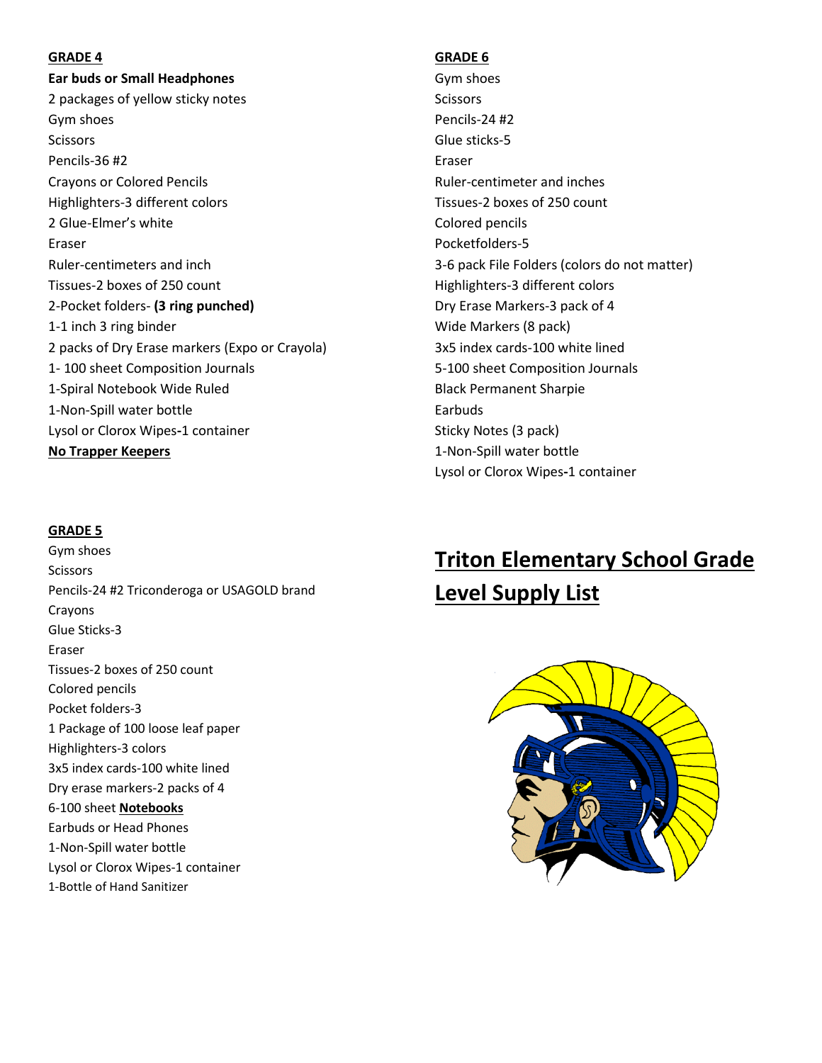**GRADE 4**

**Ear buds or Small Headphones**

2 packages of yellow sticky notes

Gym shoes

Scissors

Pencils-36 #2

Crayons or Colored Pencils

Highlighters-3 different colors

2 Glue-Elmer's white

Eraser

Ruler-centimeters and inch

Tissues-2 boxes of 250 count

2-Pocket folders- **(3 ring punched)**

1-1 inch 3 ring binder

2 packs of Dry Erase markers (Expo or Crayola)

1- 100 sheet Composition Journals

1-Spiral Notebook Wide Ruled

1-Non-Spill water bottle

Lysol or Clorox Wipes-1 container

**No Trapper Keepers**

**GRADE 5**

Gym shoes

Scissors

Pencils-24 #2 Triconderoga or USAGOLD brand

Crayons

Glue Sticks-3

Eraser

Tissues-2 boxes of 250 count

Colored pencils

Pocket folders-3

1 Package of 100 loose leaf paper

Highlighters-3 colors

3x5 index cards-100 white lined

Dry erase markers-2 packs of 4

6-100 sheet **Notebooks**

Earbuds or Head Phones

1-Non-Spill water bottle

Lysol or Clorox Wipes-1 container

1-Bottle of Hand Sanitizer

**GRADE 6**

Gym shoes

Scissors

Pencils-24 #2

Glue sticks-5

Eraser

Ruler-centimeter and inches

Tissues-2 boxes of 250 count

Colored pencils

Pocketfolders-5

3-6 pack File Folders (colors do not matter)

Highlighters-3 different colors

Dry Erase Markers-3 pack of 4

Wide Markers (8 pack)

3x5 index cards-100 white lined

5-100 sheet Composition Journals

Black Permanent Sharpie

Earbuds

Sticky Notes (3 pack)

1-Non-Spill water bottle

Lysol or Clorox Wipes-1 container

# Triton Elementary School Grade Level Supply List